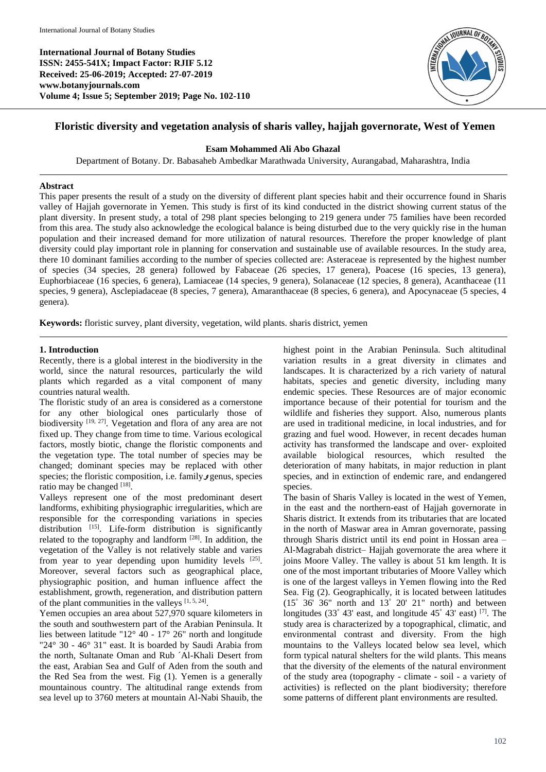# Floristic diversity and vegetation analysis of sharis valley, hajjah governorate, West of Yemen

**Esam Mohammed Ali Abo Ghazal**

Department of Botany. Dr. Babasaheb Ambedkar Marathwada University, Aurangabad, Maharashtra, India

## Abstract

This paper presents the result of a study on the diversity of different plant species habit and their occurrence found in Sharis valley of Hajjah governorate in Yemen. This study is first of its kind conducted in the district showing current status of the plant diversity. In present study, a total of 298 plant species belonging to 219 genera under 75 families have been recorded from this area. The study also acknowledge the ecological balance is being disturbed due to the very quickly rise in the human population and their increased demand for more utilization of natural resources. Therefore the proper knowledge of plant diversity could play important role in planning for conservation and sustainable use of available resources. In the study area, there 10 dominant families according to the number of species collected are: Asteraceae is represented by the highest number of species (34 species, 28 genera) followed by Fabaceae (26 species, 17 genera), Poacese (16 species, 13 genera), Euphorbiaceae (16 species, 6 genera), Lamiaceae (14 species, 9 genera), Solanaceae (12 species, 8 genera), Acanthaceae (11 species, 9 genera), Asclepiadaceae (8 species, 7 genera), Amaranthaceae (8 species, 6 genera), and Apocynaceae (5 species, 4 genera).

**Keywords:** floristic survey, plant diversity, vegetation, wild plants. sharis district, yemen

## 1. Introduction

Recently, there is a global interest in the biodiversity in the world, since the natural resources, particularly the wild plants which regarded as a vital component of many countries natural wealth.

The floristic study of an area is considered as a cornerstone for any other biological ones particularly those of biodiversity [19, 27]. Vegetation and flora of any area are not fixed up. They change from time to time. Various ecological factors, mostly biotic, change the floristic components and the vegetation type. The total number of species may be changed; dominant species may be replaced with other species; the floristic composition, i.e. familyو genus, species ratio may be changed [18].

Valleys represent one of the most predominant desert landforms, exhibiting physiographic irregularities, which are responsible for the corresponding variations in species distribution [15]. Life-form distribution is significantly related to the topography and landform [28]. In addition, the vegetation of the Valley is not relatively stable and varies from year to year depending upon humidity levels [25]. Moreover, several factors such as geographical place, physiographic position, and human influence affect the establishment, growth, regeneration, and distribution pattern of the plant communities in the valleys [1, 5, 24].

Yemen occupies an area about 527,970 square kilometers in the south and southwestern part of the Arabian Peninsula. It lies between latitude "12° 40 - 17° 26" north and longitude "24° 30 - 46° 31" east. It is boarded by Saudi Arabia from the north, Sultanate Oman and Rub ´Al-Khali Desert from the east, Arabian Sea and Gulf of Aden from the south and the Red Sea from the west. Fig (1). Yemen is a generally mountainous country. The altitudinal range extends from sea level up to 3760 meters at mountain Al-Nabi Shauib, the highest point in the Arabian Peninsula. Such altitudinal variation results in a great diversity in climates and landscapes. It is characterized by a rich variety of natural habitats, species and genetic diversity, including many endemic species. These Resources are of major economic importance because of their potential for tourism and the wildlife and fisheries they support. Also, numerous plants are used in traditional medicine, in local industries, and for grazing and fuel wood. However, in recent decades human activity has transformed the landscape and over- exploited available biological resources, which resulted the deterioration of many habitats, in major reduction in plant species, and in extinction of endemic rare, and endangered species.

The basin of Sharis Valley is located in the west of Yemen, in the east and the northern-east of Hajjah governorate in Sharis district. It extends from its tributaries that are located in the north of Maswar area in Amran governorate, passing through Sharis district until its end point in Hossan area – Al-Magrabah district– Hajjah governorate the area where it joins Moore Valley. The valley is about 51 km length. It is one of the most important tributaries of Moore Valley which is one of the largest valleys in Yemen flowing into the Red Sea. Fig (2). Geographically, it is located between latitudes (15˚ 36' 36" north and 13˚ 20' 21" north) and between longitudes (33˚ 43' east, and longitude 45˚ 43' east) [7]. The study area is characterized by a topographical, climatic, and environmental contrast and diversity. From the high mountains to the Valleys located below sea level, which form typical natural shelters for the wild plants. This means that the diversity of the elements of the natural environment of the study area (topography - climate - soil - a variety of activities) is reflected on the plant biodiversity; therefore some patterns of different plant environments are resulted.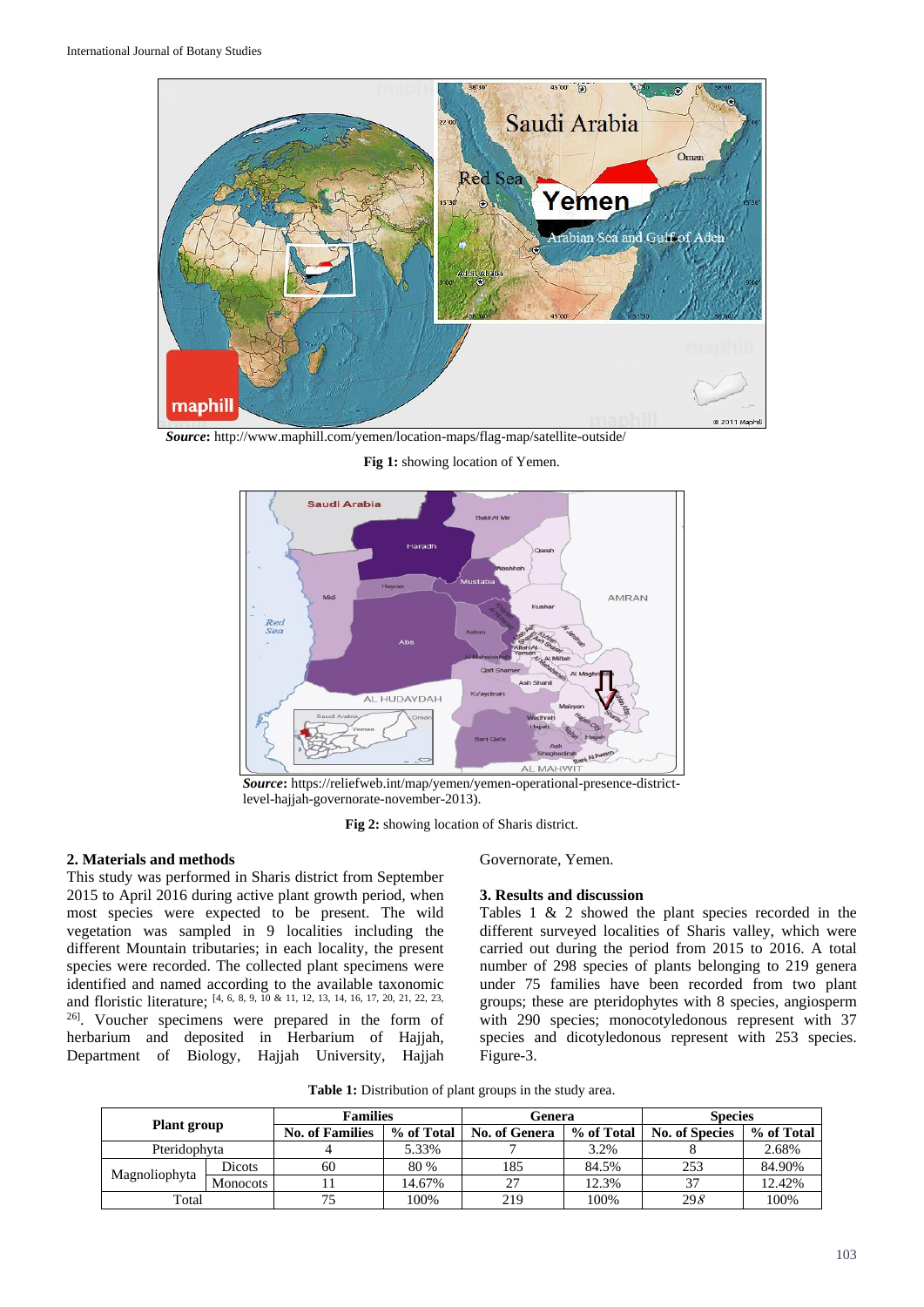*Source***:** http://www.maphill.com/yemen/location-maps/flag-map/satellite-outside/

**Fig 1:** showing location of Yemen.

*Source***:** https://reliefweb.int/map/yemen/yemen-operational-presence-district-level-hajjah-governorate-november-2013).

**Fig 2:** showing location of Sharis district.

## 2. Materials and methods

This study was performed in Sharis district from September 2015 to April 2016 during active plant growth period, when most species were expected to be present. The wild vegetation was sampled in 9 localities including the different Mountain tributaries; in each locality, the present species were recorded. The collected plant specimens were identified and named according to the available taxonomic and floristic literature; [4, 6, 8, 9, 10 & 11, 12, 13, 14, 16, 17, 20, 21, 22, 23, 26]. Voucher specimens were prepared in the form of herbarium and deposited in Herbarium of Hajjah, Department of Biology, Hajjah University, Hajjah Governorate, Yemen.

## 3. Results and discussion

Tables 1 & 2 showed the plant species recorded in the different surveyed localities of Sharis valley, which were carried out during the period from 2015 to 2016. A total number of 298 species of plants belonging to 219 genera under 75 families have been recorded from two plant groups; these are pteridophytes with 8 species, angiosperm with 290 species; monocotyledonous represent with 37 species and dicotyledonous represent with 253 species. Figure-3.

**Table 1:** Distribution of plant groups in the study area.

| Plant group | | Families | | Genera | | Species | |
|---|---|---|---|---|---|---|---|
| | | No. of Families | % of Total | No. of Genera | % of Total | No. of Species | % of Total |
| Pteridophyta | | 4 | 5.33% | 7 | 3.2% | 8 | 2.68% |
| Magnoliophyta | Dicots | 60 | 80 % | 185 | 84.5% | 253 | 84.90% |
| | Monocots | 11 | 14.67% | 27 | 12.3% | 37 | 12.42% |
| Total | | 75 | 100% | 219 | 100% | 298 | 100% |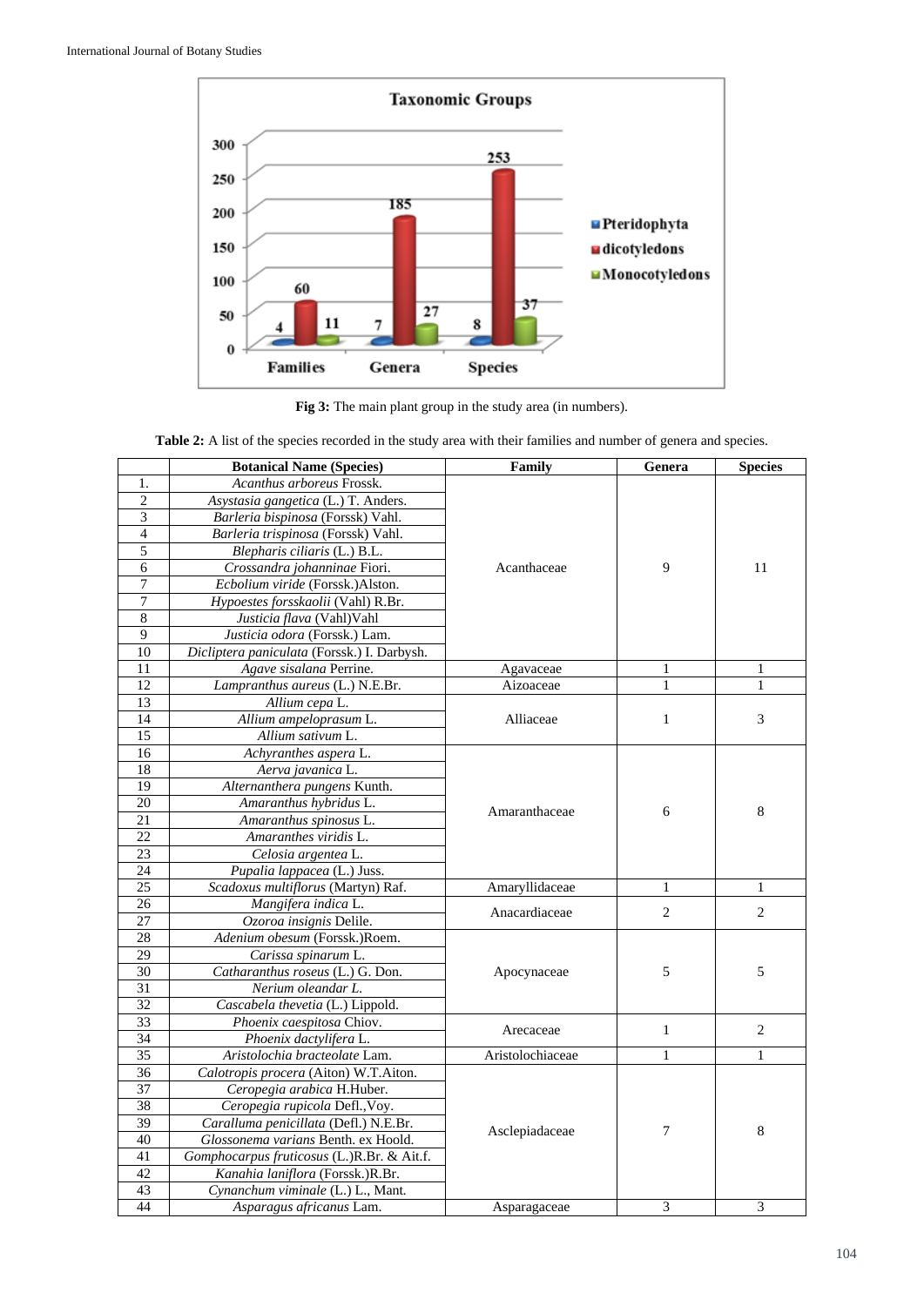Fig 3: The main plant group in the study area (in numbers).

Table 2: A list of the species recorded in the study area with their families and number of genera and species.

| | Botanical Name (Species) | Family | Genera | Species |
|---|---|---|---|---|
| 1. | *Acanthus arboreus* Frossk. | Acanthaceae | 9 | 11 |
| 2 | *Asystasia gangetica* (L.) T. Anders. | | | |
| 3 | *Barleria bispinosa* (Forssk) Vahl. | | | |
| 4 | *Barleria trispinosa* (Forssk) Vahl. | | | |
| 5 | *Blepharis ciliaris* (L.) B.L. | | | |
| 6 | *Crossandra johanninae* Fiori. | | | |
| 7 | *Ecbolium viride* (Forssk.)Alston. | | | |
| 7 | *Hypoestes forsskaolii* (Vahl) R.Br. | | | |
| 8 | *Justicia flava* (Vahl)Vahl | | | |
| 9 | *Justicia odora* (Forssk.) Lam. | | | |
| 10 | *Dicliptera paniculata* (Forssk.) I. Darbysh. | | | |
| 11 | *Agave sisalana* Perrine. | Agavaceae | 1 | 1 |
| 12 | *Lampranthus aureus* (L.) N.E.Br. | Aizoaceae | 1 | 1 |
| 13 | *Allium cepa* L. | Alliaceae | 1 | 3 |
| 14 | *Allium ampeloprasum* L. | | | |
| 15 | *Allium sativum* L. | | | |
| 16 | *Achyranthes aspera* L. | Amaranthaceae | 6 | 8 |
| 18 | *Aerva javanica* L. | | | |
| 19 | *Alternanthera pungens* Kunth. | | | |
| 20 | *Amaranthus hybridus* L. | | | |
| 21 | *Amaranthus spinosus* L. | | | |
| 22 | *Amaranthes viridis* L. | | | |
| 23 | *Celosia argentea* L. | | | |
| 24 | *Pupalia lappacea* (L.) Juss. | | | |
| 25 | *Scadoxus multiflorus* (Martyn) Raf. | Amaryllidaceae | 1 | 1 |
| 26 | *Mangifera indica* L. | Anacardiaceae | 2 | 2 |
| 27 | *Ozoroa insignis* Delile. | | | |
| 28 | *Adenium obesum* (Forssk.)Roem. | Apocynaceae | 5 | 5 |
| 29 | *Carissa spinarum* L. | | | |
| 30 | *Catharanthus roseus* (L.) G. Don. | | | |
| 31 | *Nerium oleandar L.* | | | |
| 32 | *Cascabela thevetia* (L.) Lippold. | | | |
| 33 | *Phoenix caespitosa* Chiov. | Arecaceae | 1 | 2 |
| 34 | *Phoenix dactylifera* L. | | | |
| 35 | *Aristolochia bracteolate* Lam. | Aristolochiaceae | 1 | 1 |
| 36 | *Calotropis procera* (Aiton) W.T.Aiton. | Asclepiadaceae | 7 | 8 |
| 37 | *Ceropegia arabica* H.Huber. | | | |
| 38 | *Ceropegia rupicola* Defl.,Voy. | | | |
| 39 | *Caralluma penicillata* (Defl.) N.E.Br. | | | |
| 40 | *Glossonema varians* Benth. ex Hoold. | | | |
| 41 | *Gomphocarpus fruticosus* (L.)R.Br. & Ait.f. | | | |
| 42 | *Kanahia laniflora* (Forssk.)R.Br. | | | |
| 43 | *Cynanchum viminale* (L.) L., Mant. | | | |
| 44 | *Asparagus africanus* Lam. | Asparagaceae | 3 | 3 |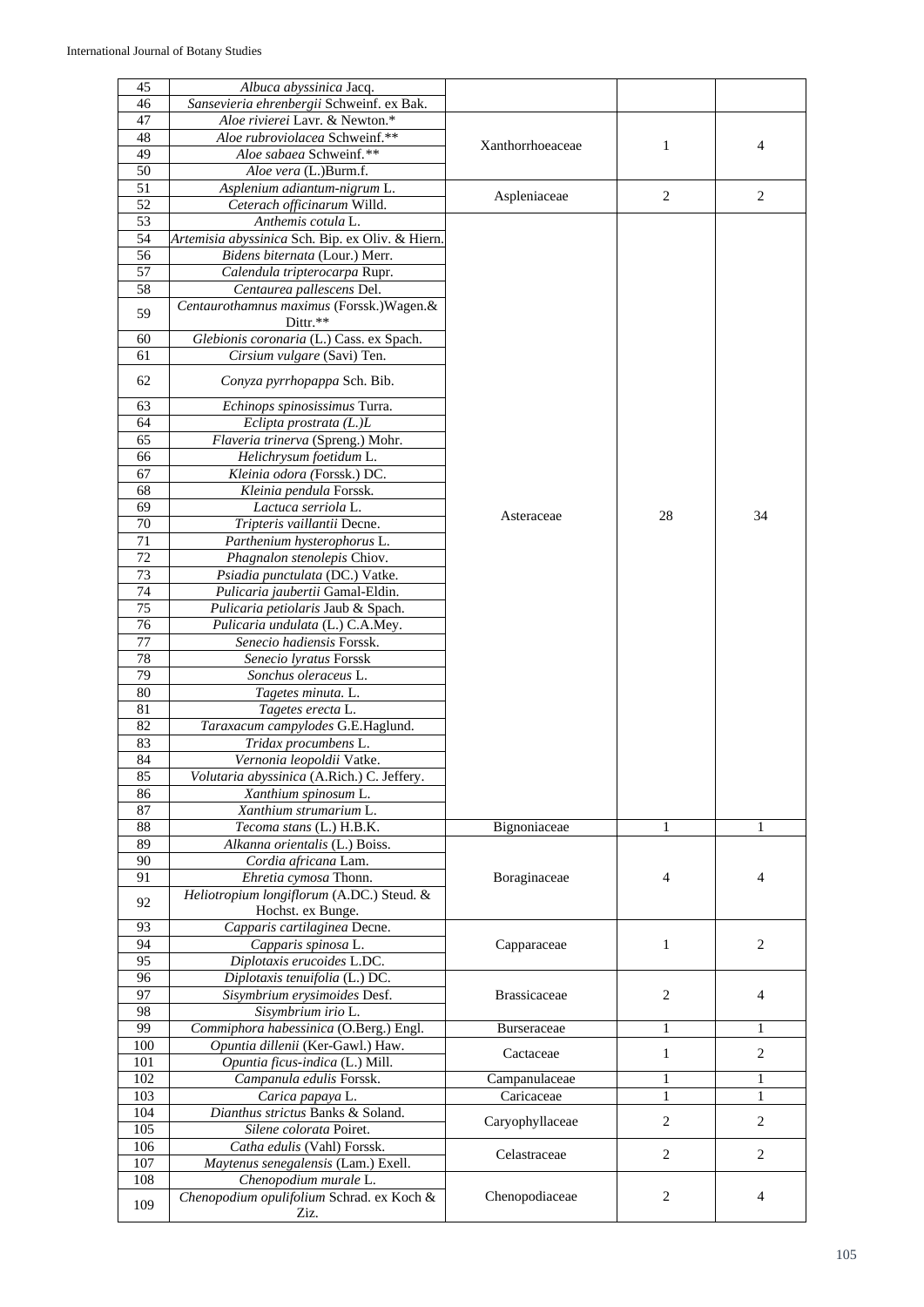| | | | | |
|---|---|---|---|---|
| 45 | *Albuca abyssinica* Jacq. | | | |
| 46 | *Sansevieria ehrenbergii* Schweinf. ex Bak. | | | |
| 47 | *Aloe rivierei* Lavr. & Newton.* | Xanthorrhoeaceae | 1 | 4 |
| 48 | *Aloe rubroviolacea* Schweinf.** | | | |
| 49 | *Aloe sabaea* Schweinf.** | | | |
| 50 | *Aloe vera* (L.)Burm.f. | | | |
| 51 | *Asplenium adiantum-nigrum* L. | Aspleniaceae | 2 | 2 |
| 52 | *Ceterach officinarum* Willd. | | | |
| 53 | *Anthemis cotula* L. | Asteraceae | 28 | 34 |
| 54 | *Artemisia abyssinica* Sch. Bip. ex Oliv. & Hiern. | | | |
| 56 | *Bidens biternata* (Lour.) Merr. | | | |
| 57 | *Calendula tripterocarpa* Rupr. | | | |
| 58 | *Centaurea pallescens* Del. | | | |
| 59 | *Centaurothamnus maximus* (Forssk.)Wagen.& Dittr.** | | | |
| 60 | *Glebionis coronaria* (L.) Cass. ex Spach. | | | |
| 61 | *Cirsium vulgare* (Savi) Ten. | | | |
| 62 | *Conyza pyrrhopappa* Sch. Bib. | | | |
| 63 | *Echinops spinosissimus* Turra. | | | |
| 64 | *Eclipta prostrata (L.)L* | | | |
| 65 | *Flaveria trinerva* (Spreng.) Mohr. | | | |
| 66 | *Helichrysum foetidum* L. | | | |
| 67 | *Kleinia odora (*Forssk.) DC. | | | |
| 68 | *Kleinia pendula* Forssk. | | | |
| 69 | *Lactuca serriola* L. | | | |
| 70 | *Tripteris vaillantii* Decne. | | | |
| 71 | *Parthenium hysterophorus* L. | | | |
| 72 | *Phagnalon stenolepis* Chiov. | | | |
| 73 | *Psiadia punctulata* (DC.) Vatke. | | | |
| 74 | *Pulicaria jaubertii* Gamal-Eldin. | | | |
| 75 | *Pulicaria petiolaris* Jaub & Spach. | | | |
| 76 | *Pulicaria undulata* (L.) C.A.Mey. | | | |
| 77 | *Senecio hadiensis* Forssk. | | | |
| 78 | *Senecio lyratus* Forssk | | | |
| 79 | *Sonchus oleraceus* L. | | | |
| 80 | *Tagetes minuta.* L. | | | |
| 81 | *Tagetes erecta* L. | | | |
| 82 | *Taraxacum campylodes* G.E.Haglund. | | | |
| 83 | *Tridax procumbens* L. | | | |
| 84 | *Vernonia leopoldii* Vatke. | | | |
| 85 | *Volutaria abyssinica* (A.Rich.) C. Jeffery. | | | |
| 86 | *Xanthium spinosum* L. | | | |
| 87 | *Xanthium strumarium* L. | | | |
| 88 | *Tecoma stans* (L.) H.B.K. | Bignoniaceae | 1 | 1 |
| 89 | *Alkanna orientalis* (L.) Boiss. | Boraginaceae | 4 | 4 |
| 90 | *Cordia africana* Lam. | | | |
| 91 | *Ehretia cymosa* Thonn. | | | |
| 92 | *Heliotropium longiflorum* (A.DC.) Steud. & Hochst. ex Bunge. | | | |
| 93 | *Capparis cartilaginea* Decne. | Capparaceae | 1 | 2 |
| 94 | *Capparis spinosa* L. | | | |
| 95 | *Diplotaxis erucoides* L.DC. | | | |
| 96 | *Diplotaxis tenuifolia* (L.) DC. | Brassicaceae | 2 | 4 |
| 97 | *Sisymbrium erysimoides* Desf. | | | |
| 98 | *Sisymbrium irio* L. | | | |
| 99 | *Commiphora habessinica* (O.Berg.) Engl. | Burseraceae | 1 | 1 |
| 100 | *Opuntia dillenii* (Ker-Gawl.) Haw. | Cactaceae | 1 | 2 |
| 101 | *Opuntia ficus-indica* (L.) Mill. | | | |
| 102 | *Campanula edulis* Forssk. | Campanulaceae | 1 | 1 |
| 103 | *Carica papaya* L. | Caricaceae | 1 | 1 |
| 104 | *Dianthus strictus* Banks & Soland. | Caryophyllaceae | 2 | 2 |
| 105 | *Silene colorata* Poiret. | | | |
| 106 | *Catha edulis* (Vahl) Forssk. | Celastraceae | 2 | 2 |
| 107 | *Maytenus senegalensis* (Lam.) Exell. | | | |
| 108 | *Chenopodium murale* L. | Chenopodiaceae | 2 | 4 |
| 109 | *Chenopodium opulifolium* Schrad. ex Koch & Ziz. | | | |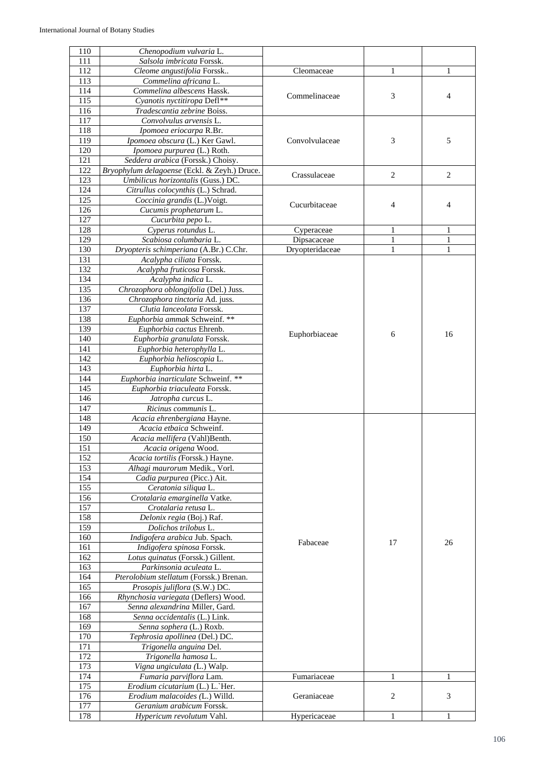| | | | | |
|---|---|---|---|---|
| 110 | *Chenopodium vulvaria* L. | | | |
| 111 | *Salsola imbricata* Forssk. | | | |
| 112 | *Cleome angustifolia* Forssk.. | Cleomaceae | 1 | 1 |
| 113 | *Commelina africana* L. | Commelinaceae | 3 | 4 |
| 114 | *Commelina albescens* Hassk. | | | |
| 115 | *Cyanotis nyctitiropa* Defl** | | | |
| 116 | *Tradescantia zebrine* Boiss. | | | |
| 117 | *Convolvulus arvensis* L. | Convolvulaceae | 3 | 5 |
| 118 | *Ipomoea eriocarpa* R.Br. | | | |
| 119 | *Ipomoea obscura* (L.) Ker Gawl. | | | |
| 120 | *Ipomoea purpurea* (L.) Roth. | | | |
| 121 | *Seddera arabica* (Forssk.) Choisy. | | | |
| 122 | *Bryophylum delagoense* (Eckl. & Zeyh.) Druce. | Crassulaceae | 2 | 2 |
| 123 | *Umbilicus horizontalis* (Guss.) DC. | | | |
| 124 | *Citrullus colocynthis* (L.) Schrad. | Cucurbitaceae | 4 | 4 |
| 125 | *Coccinia grandis* (L.)Voigt. | | | |
| 126 | *Cucumis prophetarum* L. | | | |
| 127 | *Cucurbita pepo* L. | | | |
| 128 | *Cyperus rotundus* L. | Cyperaceae | 1 | 1 |
| 129 | *Scabiosa columbaria* L. | Dipsacaceae | 1 | 1 |
| 130 | *Dryopteris schimperiana* (A.Br.) C.Chr. | Dryopteridaceae | 1 | 1 |
| 131 | *Acalypha ciliata* Forssk. | Euphorbiaceae | 6 | 16 |
| 132 | *Acalypha fruticosa* Forssk. | | | |
| 134 | *Acalypha indica* L. | | | |
| 135 | *Chrozophora oblongifolia* (Del.) Juss. | | | |
| 136 | *Chrozophora tinctoria* Ad. juss. | | | |
| 137 | *Clutia lanceolata* Forssk. | | | |
| 138 | *Euphorbia ammak* Schweinf. ** | | | |
| 139 | *Euphorbia cactus* Ehrenb. | | | |
| 140 | *Euphorbia granulata* Forssk. | | | |
| 141 | *Euphorbia heterophylla* L. | | | |
| 142 | *Euphorbia helioscopia* L. | | | |
| 143 | *Euphorbia hirta* L. | | | |
| 144 | *Euphorbia inarticulate* Schweinf. ** | | | |
| 145 | *Euphorbia triaculeata* Forssk. | | | |
| 146 | *Jatropha curcus* L. | | | |
| 147 | *Ricinus communis* L. | | | |
| 148 | *Acacia ehrenbergiana* Hayne. | Fabaceae | 17 | 26 |
| 149 | *Acacia etbaica* Schweinf. | | | |
| 150 | *Acacia mellifera* (Vahl)Benth. | | | |
| 151 | *Acacia origena* Wood. | | | |
| 152 | *Acacia tortilis (*Forssk.) Hayne. | | | |
| 153 | *Alhagi maurorum* Medik., Vorl. | | | |
| 154 | *Cadia purpurea* (Picc.) Ait. | | | |
| 155 | *Ceratonia siliqua* L. | | | |
| 156 | *Crotalaria emarginella* Vatke. | | | |
| 157 | *Crotalaria retusa* L. | | | |
| 158 | *Delonix regia* (Boj.) Raf. | | | |
| 159 | *Dolichos trilobus* L. | | | |
| 160 | *Indigofera arabica* Jub. Spach. | | | |
| 161 | *Indigofera spinosa* Forssk. | | | |
| 162 | *Lotus quinatus* (Forssk.) Gillent. | | | |
| 163 | *Parkinsonia aculeata* L. | | | |
| 164 | *Pterolobium stellatum* (Forssk.) Brenan. | | | |
| 165 | *Prosopis juliflora* (S.W.) DC. | | | |
| 166 | *Rhynchosia variegata* (Deflers) Wood. | | | |
| 167 | *Senna alexandrina* Miller, Gard. | | | |
| 168 | *Senna occidentalis* (L.) Link. | | | |
| 169 | *Senna sophera* (L.) Roxb. | | | |
| 170 | *Tephrosia apollinea* (Del.) DC. | | | |
| 171 | *Trigonella anguina* Del. | | | |
| 172 | *Trigonella hamosa* L. | | | |
| 173 | *Vigna ungiculata (*L.) Walp. | | | |
| 174 | *Fumaria parviflora* Lam. | Fumariaceae | 1 | 1 |
| 175 | *Erodium cicutarium* (L.) L.`Her. | Geraniaceae | 2 | 3 |
| 176 | *Erodium malacoides (*L.) Willd. | | | |
| 177 | *Geranium arabicum* Forssk. | | | |
| 178 | *Hypericum revolutum* Vahl. | Hypericaceae | 1 | 1 |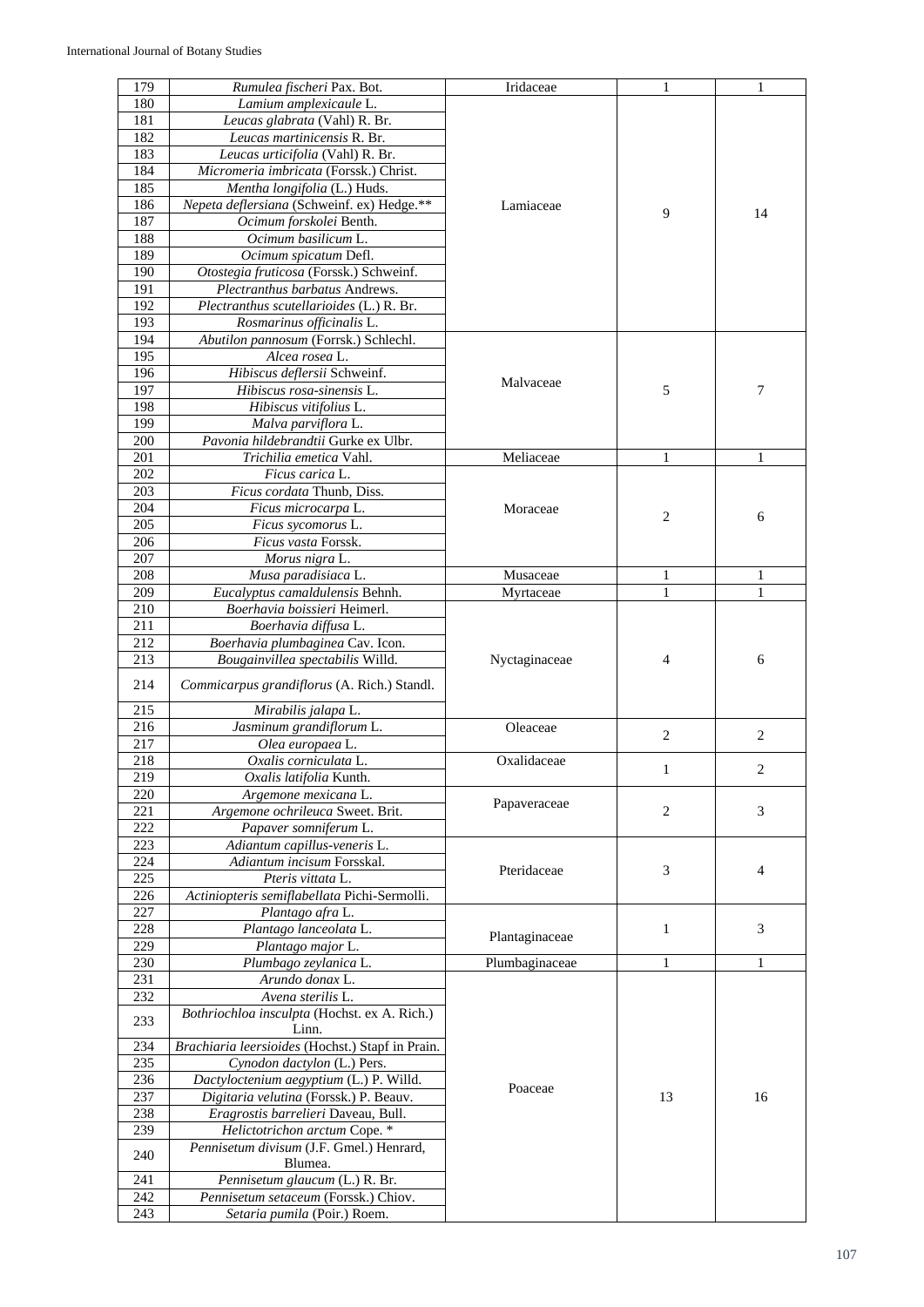| 179 | *Rumulea fischeri* Pax. Bot. | Iridaceae | 1 | 1 |
|---|---|---|---|---|
| 180 | *Lamium amplexicaule* L. | Lamiaceae | 9 | 14 |
| 181 | *Leucas glabrata* (Vahl) R. Br. | | | |
| 182 | *Leucas martinicensis* R. Br. | | | |
| 183 | *Leucas urticifolia* (Vahl) R. Br. | | | |
| 184 | *Micromeria imbricata* (Forssk.) Christ. | | | |
| 185 | *Mentha longifolia* (L.) Huds. | | | |
| 186 | *Nepeta deflersiana* (Schweinf. ex) Hedge.** | | | |
| 187 | *Ocimum forskolei* Benth. | | | |
| 188 | *Ocimum basilicum* L. | | | |
| 189 | *Ocimum spicatum* Defl. | | | |
| 190 | *Otostegia fruticosa* (Forssk.) Schweinf. | | | |
| 191 | *Plectranthus barbatus* Andrews. | | | |
| 192 | *Plectranthus scutellarioides* (L.) R. Br. | | | |
| 193 | *Rosmarinus officinalis* L. | | | |
| 194 | *Abutilon pannosum* (Forrsk.) Schlechl. | Malvaceae | 5 | 7 |
| 195 | *Alcea rosea* L. | | | |
| 196 | *Hibiscus deflersii* Schweinf. | | | |
| 197 | *Hibiscus rosa-sinensis* L. | | | |
| 198 | *Hibiscus vitifolius* L. | | | |
| 199 | *Malva parviflora* L. | | | |
| 200 | *Pavonia hildebrandtii* Gurke ex Ulbr. | | | |
| 201 | *Trichilia emetica* Vahl. | Meliaceae | 1 | 1 |
| 202 | *Ficus carica* L. | Moraceae | 2 | 6 |
| 203 | *Ficus cordata* Thunb, Diss. | | | |
| 204 | *Ficus microcarpa* L. | | | |
| 205 | *Ficus sycomorus* L. | | | |
| 206 | *Ficus vasta* Forssk. | | | |
| 207 | *Morus nigra* L. | | | |
| 208 | *Musa paradisiaca* L. | Musaceae | 1 | 1 |
| 209 | *Eucalyptus camaldulensis* Behnh. | Myrtaceae | 1 | 1 |
| 210 | *Boerhavia boissieri* Heimerl. | Nyctaginaceae | 4 | 6 |
| 211 | *Boerhavia diffusa* L. | | | |
| 212 | *Boerhavia plumbaginea* Cav. Icon. | | | |
| 213 | *Bougainvillea spectabilis* Willd. | | | |
| 214 | *Commicarpus grandiflorus* (A. Rich.) Standl. | | | |
| 215 | *Mirabilis jalapa* L. | | | |
| 216 | *Jasminum grandiflorum* L. | Oleaceae | 2 | 2 |
| 217 | *Olea europaea* L. | | | |
| 218 | *Oxalis corniculata* L. | Oxalidaceae | 1 | 2 |
| 219 | *Oxalis latifolia* Kunth. | | | |
| 220 | *Argemone mexicana* L. | Papaveraceae | 2 | 3 |
| 221 | *Argemone ochrileuca* Sweet. Brit. | | | |
| 222 | *Papaver somniferum* L. | | | |
| 223 | *Adiantum capillus-veneris* L. | Pteridaceae | 3 | 4 |
| 224 | *Adiantum incisum* Forsskal. | | | |
| 225 | *Pteris vittata* L. | | | |
| 226 | *Actiniopteris semiflabellata* Pichi-Sermolli. | | | |
| 227 | *Plantago afra* L. | Plantaginaceae | 1 | 3 |
| 228 | *Plantago lanceolata* L. | | | |
| 229 | *Plantago major* L. | | | |
| 230 | *Plumbago zeylanica* L. | Plumbaginaceae | 1 | 1 |
| 231 | *Arundo donax* L. | Poaceae | 13 | 16 |
| 232 | *Avena sterilis* L. | | | |
| 233 | *Bothriochloa insculpta* (Hochst. ex A. Rich.) Linn. | | | |
| 234 | *Brachiaria leersioides* (Hochst.) Stapf in Prain. | | | |
| 235 | *Cynodon dactylon* (L.) Pers. | | | |
| 236 | *Dactyloctenium aegyptium* (L.) P. Willd. | | | |
| 237 | *Digitaria velutina* (Forssk.) P. Beauv. | | | |
| 238 | *Eragrostis barrelieri* Daveau, Bull. | | | |
| 239 | *Helictotrichon arctum* Cope. * | | | |
| 240 | *Pennisetum divisum* (J.F. Gmel.) Henrard, Blumea. | | | |
| 241 | *Pennisetum glaucum* (L.) R. Br. | | | |
| 242 | *Pennisetum setaceum* (Forssk.) Chiov. | | | |
| 243 | *Setaria pumila* (Poir.) Roem. | | | |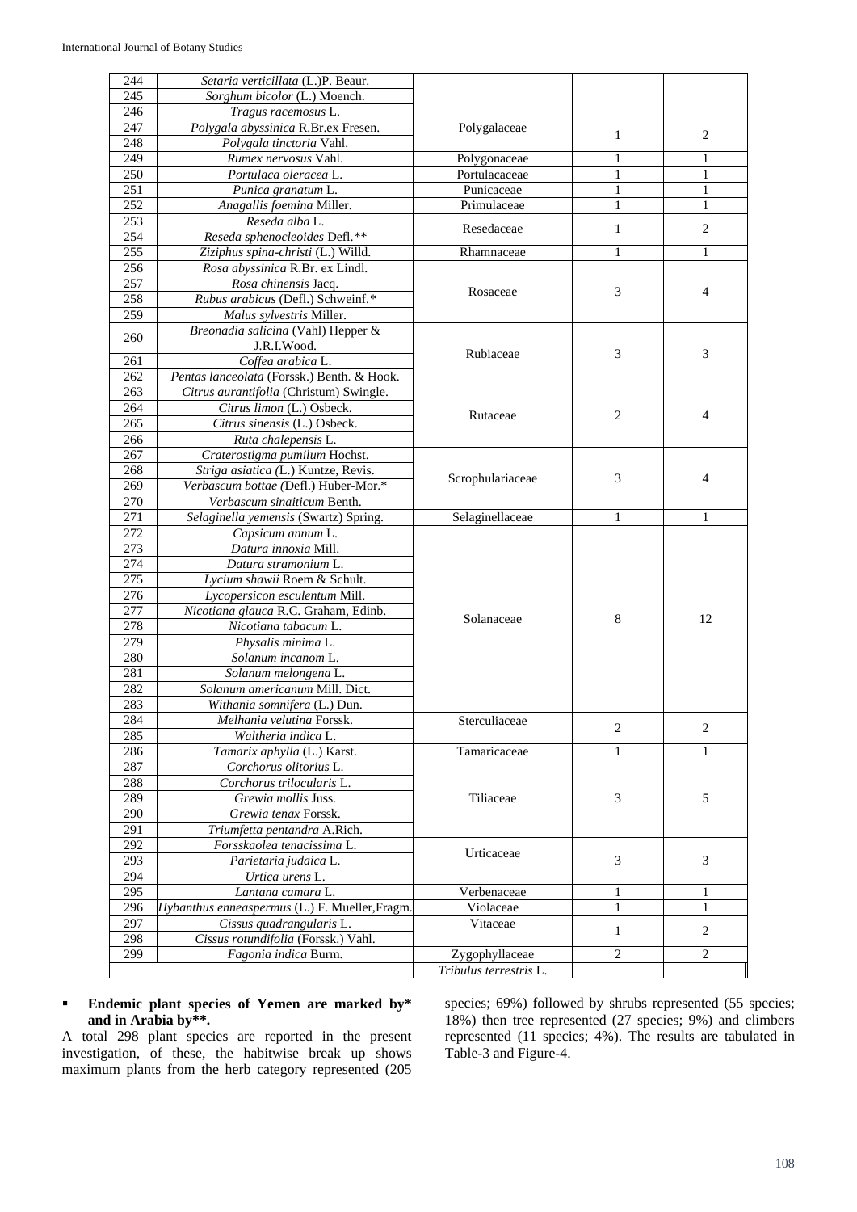| | | | | |
|---|---|---|---|---|
| 244 | *Setaria verticillata* (L.)P. Beaur. | | | |
| 245 | *Sorghum bicolor* (L.) Moench. | | | |
| 246 | *Tragus racemosus* L. | | | |
| 247 | *Polygala abyssinica* R.Br.ex Fresen. | Polygalaceae | 1 | 2 |
| 248 | *Polygala tinctoria* Vahl. | | | |
| 249 | *Rumex nervosus* Vahl. | Polygonaceae | 1 | 1 |
| 250 | *Portulaca oleracea* L. | Portulacaceae | 1 | 1 |
| 251 | *Punica granatum* L. | Punicaceae | 1 | 1 |
| 252 | *Anagallis foemina* Miller. | Primulaceae | 1 | 1 |
| 253 | *Reseda alba* L. | Resedaceae | 1 | 2 |
| 254 | *Reseda sphenocleoides* Defl.** | | | |
| 255 | *Ziziphus spina-christi* (L.) Willd. | Rhamnaceae | 1 | 1 |
| 256 | *Rosa abyssinica* R.Br. ex Lindl. | Rosaceae | 3 | 4 |
| 257 | *Rosa chinensis* Jacq. | | | |
| 258 | *Rubus arabicus* (Defl.) Schweinf.* | | | |
| 259 | *Malus sylvestris* Miller. | | | |
| 260 | *Breonadia salicina* (Vahl) Hepper & J.R.I.Wood. | Rubiaceae | 3 | 3 |
| 261 | *Coffea arabica* L. | | | |
| 262 | *Pentas lanceolata* (Forssk.) Benth. & Hook. | | | |
| 263 | *Citrus aurantifolia* (Christum) Swingle. | Rutaceae | 2 | 4 |
| 264 | *Citrus limon* (L.) Osbeck. | | | |
| 265 | *Citrus sinensis* (L.) Osbeck. | | | |
| 266 | *Ruta chalepensis* L. | | | |
| 267 | *Craterostigma pumilum* Hochst. | Scrophulariaceae | 3 | 4 |
| 268 | *Striga asiatica (*L.) Kuntze, Revis. | | | |
| 269 | *Verbascum bottae (*Defl.) Huber-Mor.* | | | |
| 270 | *Verbascum sinaiticum* Benth. | | | |
| 271 | *Selaginella yemensis* (Swartz) Spring. | Selaginellaceae | 1 | 1 |
| 272 | *Capsicum annum* L. | Solanaceae | 8 | 12 |
| 273 | *Datura innoxia* Mill. | | | |
| 274 | *Datura stramonium* L. | | | |
| 275 | *Lycium shawii* Roem & Schult. | | | |
| 276 | *Lycopersicon esculentum* Mill. | | | |
| 277 | *Nicotiana glauca* R.C. Graham, Edinb. | | | |
| 278 | *Nicotiana tabacum* L. | | | |
| 279 | *Physalis minima* L. | | | |
| 280 | *Solanum incanom* L. | | | |
| 281 | *Solanum melongena* L. | | | |
| 282 | *Solanum americanum* Mill. Dict. | | | |
| 283 | *Withania somnifera* (L.) Dun. | | | |
| 284 | *Melhania velutina* Forssk. | Sterculiaceae | 2 | 2 |
| 285 | *Waltheria indica* L. | | | |
| 286 | *Tamarix aphylla* (L.) Karst. | Tamaricaceae | 1 | 1 |
| 287 | *Corchorus olitorius* L. | Tiliaceae | 3 | 5 |
| 288 | *Corchorus trilocularis* L. | | | |
| 289 | *Grewia mollis* Juss. | | | |
| 290 | *Grewia tenax* Forssk. | | | |
| 291 | *Triumfetta pentandra* A.Rich. | | | |
| 292 | *Forsskaolea tenacissima* L. | Urticaceae | 3 | 3 |
| 293 | *Parietaria judaica* L. | | | |
| 294 | *Urtica urens* L. | | | |
| 295 | *Lantana camara* L. | Verbenaceae | 1 | 1 |
| 296 | *Hybanthus enneaspermus* (L.) F. Mueller,Fragm. | Violaceae | 1 | 1 |
| 297 | *Cissus quadrangularis* L. | Vitaceae | 1 | 2 |
| 298 | *Cissus rotundifolia* (Forssk.) Vahl. | | | |
| 299 | *Fagonia indica* Burm. | Zygophyllaceae | 2 | 2 |
| | | *Tribulus terrestris* L. | | |

- **Endemic plant species of Yemen are marked by* and in Arabia by**.**

A total 298 plant species are reported in the present investigation, of these, the habitwise break up shows maximum plants from the herb category represented (205 species; 69%) followed by shrubs represented (55 species; 18%) then tree represented (27 species; 9%) and climbers represented (11 species; 4%). The results are tabulated in Table-3 and Figure-4.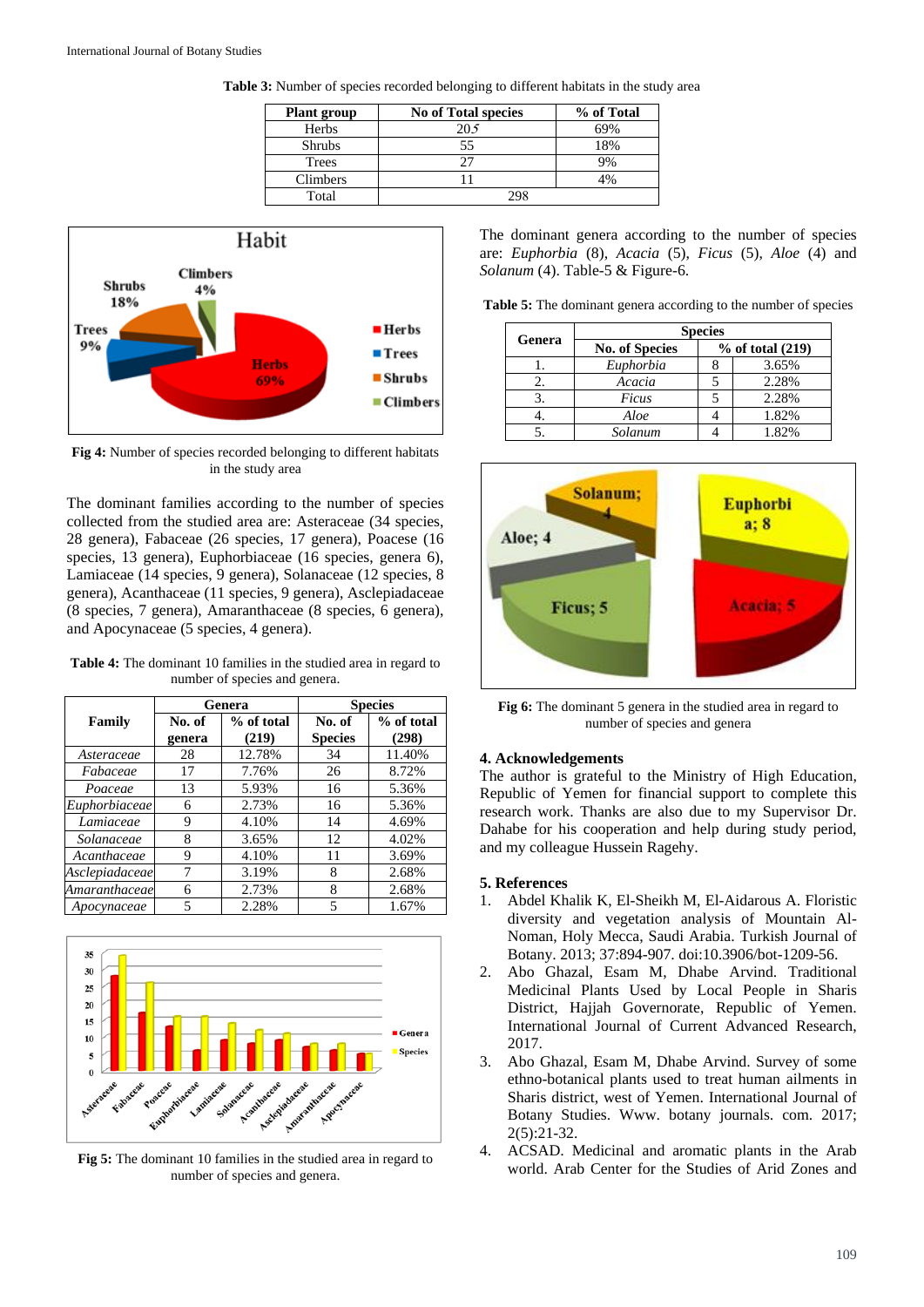**Table 3:** Number of species recorded belonging to different habitats in the study area

| Plant group | No of Total species | % of Total |
|---|---|---|
| Herbs | 205 | 69% |
| Shrubs | 55 | 18% |
| Trees | 27 | 9% |
| Climbers | 11 | 4% |
| Total | 298 | |

**Fig 4:** Number of species recorded belonging to different habitats in the study area

The dominant families according to the number of species collected from the studied area are: Asteraceae (34 species, 28 genera), Fabaceae (26 species, 17 genera), Poacese (16 species, 13 genera), Euphorbiaceae (16 species, genera 6), Lamiaceae (14 species, 9 genera), Solanaceae (12 species, 8 genera), Acanthaceae (11 species, 9 genera), Asclepiadaceae (8 species, 7 genera), Amaranthaceae (8 species, 6 genera), and Apocynaceae (5 species, 4 genera).

**Table 4:** The dominant 10 families in the studied area in regard to number of species and genera.

| Family | Genera | | Species | |
|---|---|---|---|---|
| | No. of genera | % of total (219) | No. of Species | % of total (298) |
| *Asteraceae* | 28 | 12.78% | 34 | 11.40% |
| *Fabaceae* | 17 | 7.76% | 26 | 8.72% |
| *Poaceae* | 13 | 5.93% | 16 | 5.36% |
| *Euphorbiaceae* | 6 | 2.73% | 16 | 5.36% |
| *Lamiaceae* | 9 | 4.10% | 14 | 4.69% |
| *Solanaceae* | 8 | 3.65% | 12 | 4.02% |
| *Acanthaceae* | 9 | 4.10% | 11 | 3.69% |
| *Asclepiadaceae* | 7 | 3.19% | 8 | 2.68% |
| *Amaranthaceae* | 6 | 2.73% | 8 | 2.68% |
| *Apocynaceae* | 5 | 2.28% | 5 | 1.67% |

**Fig 5:** The dominant 10 families in the studied area in regard to number of species and genera.

The dominant genera according to the number of species are: *Euphorbia* (8), *Acacia* (5), *Ficus* (5), *Aloe* (4) and *Solanum* (4). Table-5 & Figure-6.

**Table 5:** The dominant genera according to the number of species

| Genera | Species | | |
|---|---|---|---|
| | No. of Species | | % of total (219) |
| 1. | *Euphorbia* | 8 | 3.65% |
| 2. | *Acacia* | 5 | 2.28% |
| 3. | *Ficus* | 5 | 2.28% |
| 4. | *Aloe* | 4 | 1.82% |
| 5. | *Solanum* | 4 | 1.82% |

**Fig 6:** The dominant 5 genera in the studied area in regard to number of species and genera

## 4. Acknowledgements

The author is grateful to the Ministry of High Education, Republic of Yemen for financial support to complete this research work. Thanks are also due to my Supervisor Dr. Dahabe for his cooperation and help during study period, and my colleague Hussein Ragehy.

## 5. References

1. Abdel Khalik K, El-Sheikh M, El-Aidarous A. Floristic diversity and vegetation analysis of Mountain Al-Noman, Holy Mecca, Saudi Arabia. Turkish Journal of Botany. 2013; 37:894-907. doi:10.3906/bot-1209-56.
2. Abo Ghazal, Esam M, Dhabe Arvind. Traditional Medicinal Plants Used by Local People in Sharis District, Hajjah Governorate, Republic of Yemen. International Journal of Current Advanced Research, 2017.
3. Abo Ghazal, Esam M, Dhabe Arvind. Survey of some ethno-botanical plants used to treat human ailments in Sharis district, west of Yemen. International Journal of Botany Studies. Www. botany journals. com. 2017; 2(5):21-32.
4. ACSAD. Medicinal and aromatic plants in the Arab world. Arab Center for the Studies of Arid Zones and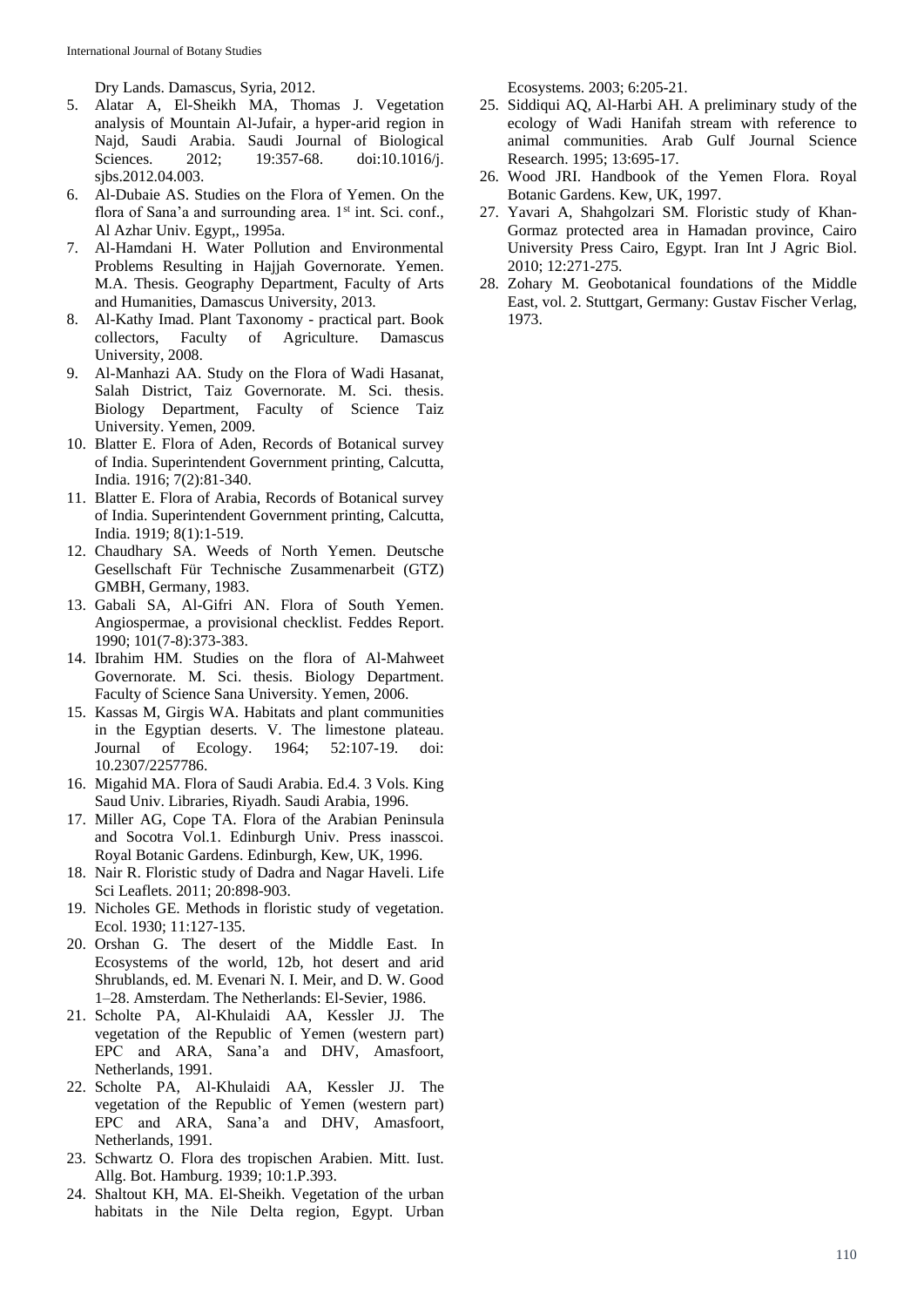Dry Lands. Damascus, Syria, 2012.

5. Alatar A, El-Sheikh MA, Thomas J. Vegetation analysis of Mountain Al-Jufair, a hyper-arid region in Najd, Saudi Arabia. Saudi Journal of Biological Sciences. 2012; 19:357-68. doi:10.1016/j.sjbs.2012.04.003.
6. Al-Dubaie AS. Studies on the Flora of Yemen. On the flora of Sana'a and surrounding area. 1st int. Sci. conf., Al Azhar Univ. Egypt,, 1995a.
7. Al-Hamdani H. Water Pollution and Environmental Problems Resulting in Hajjah Governorate. Yemen. M.A. Thesis. Geography Department, Faculty of Arts and Humanities, Damascus University, 2013.
8. Al-Kathy Imad. Plant Taxonomy - practical part. Book collectors, Faculty of Agriculture. Damascus University, 2008.
9. Al-Manhazi AA. Study on the Flora of Wadi Hasanat, Salah District, Taiz Governorate. M. Sci. thesis. Biology Department, Faculty of Science Taiz University. Yemen, 2009.
10. Blatter E. Flora of Aden, Records of Botanical survey of India. Superintendent Government printing, Calcutta, India. 1916; 7(2):81-340.
11. Blatter E. Flora of Arabia, Records of Botanical survey of India. Superintendent Government printing, Calcutta, India. 1919; 8(1):1-519.
12. Chaudhary SA. Weeds of North Yemen. Deutsche Gesellschaft Für Technische Zusammenarbeit (GTZ) GMBH, Germany, 1983.
13. Gabali SA, Al-Gifri AN. Flora of South Yemen. Angiospermae, a provisional checklist. Feddes Report. 1990; 101(7-8):373-383.
14. Ibrahim HM. Studies on the flora of Al-Mahweet Governorate. M. Sci. thesis. Biology Department. Faculty of Science Sana University. Yemen, 2006.
15. Kassas M, Girgis WA. Habitats and plant communities in the Egyptian deserts. V. The limestone plateau. Journal of Ecology. 1964; 52:107-19. doi: 10.2307/2257786.
16. Migahid MA. Flora of Saudi Arabia. Ed.4. 3 Vols. King Saud Univ. Libraries, Riyadh. Saudi Arabia, 1996.
17. Miller AG, Cope TA. Flora of the Arabian Peninsula and Socotra Vol.1. Edinburgh Univ. Press inasscoi. Royal Botanic Gardens. Edinburgh, Kew, UK, 1996.
18. Nair R. Floristic study of Dadra and Nagar Haveli. Life Sci Leaflets. 2011; 20:898-903.
19. Nicholes GE. Methods in floristic study of vegetation. Ecol. 1930; 11:127-135.
20. Orshan G. The desert of the Middle East. In Ecosystems of the world, 12b, hot desert and arid Shrublands, ed. M. Evenari N. I. Meir, and D. W. Good 1–28. Amsterdam. The Netherlands: El-Sevier, 1986.
21. Scholte PA, Al-Khulaidi AA, Kessler JJ. The vegetation of the Republic of Yemen (western part) EPC and ARA, Sana'a and DHV, Amasfoort, Netherlands, 1991.
22. Scholte PA, Al-Khulaidi AA, Kessler JJ. The vegetation of the Republic of Yemen (western part) EPC and ARA, Sana'a and DHV, Amasfoort, Netherlands, 1991.
23. Schwartz O. Flora des tropischen Arabien. Mitt. Iust. Allg. Bot. Hamburg. 1939; 10:1.P.393.
24. Shaltout KH, MA. El-Sheikh. Vegetation of the urban habitats in the Nile Delta region, Egypt. Urban Ecosystems. 2003; 6:205-21.
25. Siddiqui AQ, Al-Harbi AH. A preliminary study of the ecology of Wadi Hanifah stream with reference to animal communities. Arab Gulf Journal Science Research. 1995; 13:695-17.
26. Wood JRI. Handbook of the Yemen Flora. Royal Botanic Gardens. Kew, UK, 1997.
27. Yavari A, Shahgolzari SM. Floristic study of Khan-Gormaz protected area in Hamadan province, Cairo University Press Cairo, Egypt. Iran Int J Agric Biol. 2010; 12:271-275.
28. Zohary M. Geobotanical foundations of the Middle East, vol. 2. Stuttgart, Germany: Gustav Fischer Verlag, 1973.